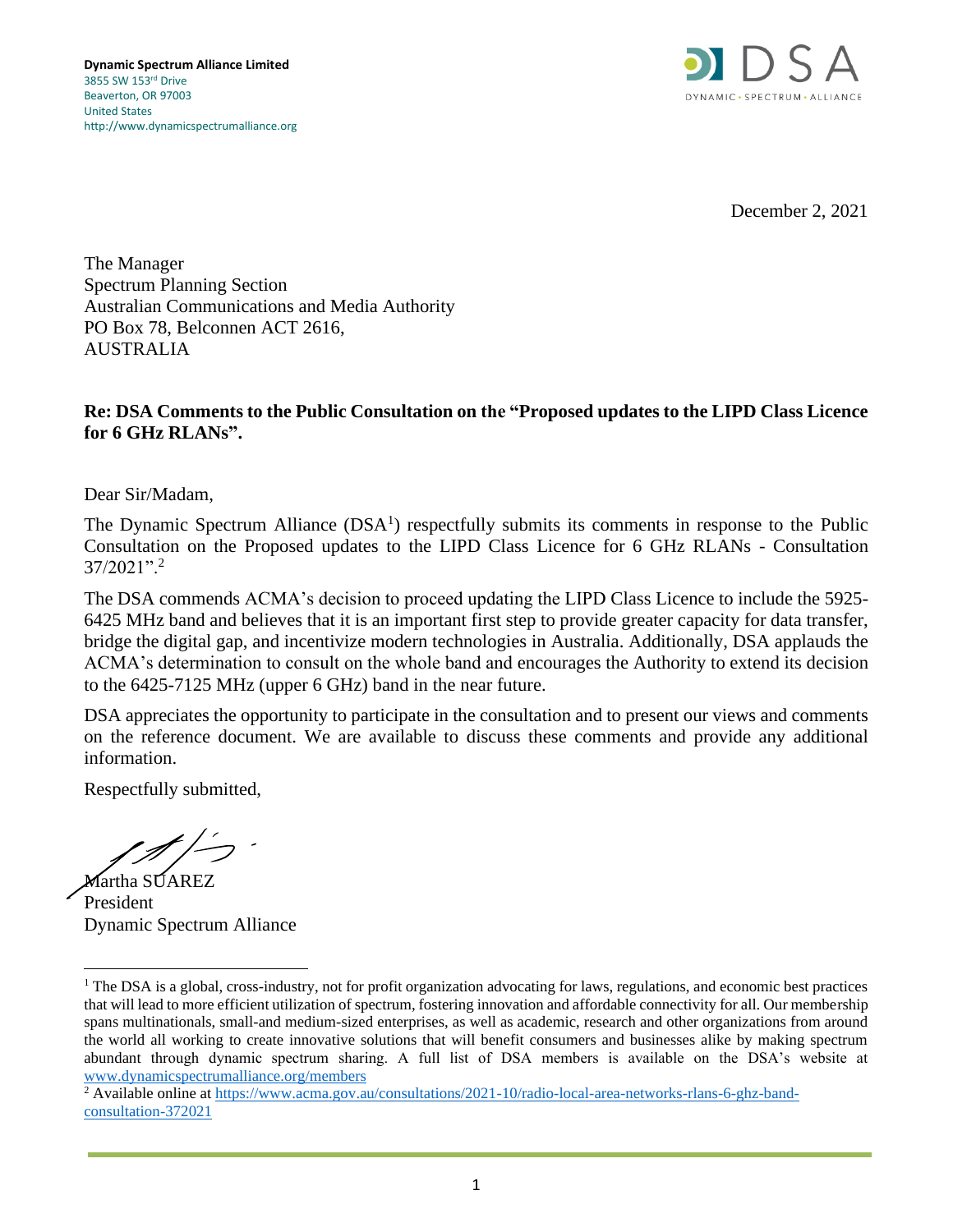**Dynamic Spectrum Alliance Limited**
3855 SW 153rd Drive
Beaverton, OR 97003
United States
http://www.dynamicspectrumalliance.org

December 2, 2021

The Manager
Spectrum Planning Section
Australian Communications and Media Authority
PO Box 78, Belconnen ACT 2616,
AUSTRALIA

**Re: DSA Comments to the Public Consultation on the "Proposed updates to the LIPD Class Licence for 6 GHz RLANs".**

Dear Sir/Madam,

The Dynamic Spectrum Alliance (DSA[1]) respectfully submits its comments in response to the Public Consultation on the Proposed updates to the LIPD Class Licence for 6 GHz RLANs - Consultation 37/2021".[2]

The DSA commends ACMA's decision to proceed updating the LIPD Class Licence to include the 5925-6425 MHz band and believes that it is an important first step to provide greater capacity for data transfer, bridge the digital gap, and incentivize modern technologies in Australia. Additionally, DSA applauds the ACMA's determination to consult on the whole band and encourages the Authority to extend its decision to the 6425-7125 MHz (upper 6 GHz) band in the near future.

DSA appreciates the opportunity to participate in the consultation and to present our views and comments on the reference document. We are available to discuss these comments and provide any additional information.

Respectfully submitted,

Martha SUAREZ
President
Dynamic Spectrum Alliance

---

[1] The DSA is a global, cross-industry, not for profit organization advocating for laws, regulations, and economic best practices that will lead to more efficient utilization of spectrum, fostering innovation and affordable connectivity for all. Our membership spans multinationals, small-and medium-sized enterprises, as well as academic, research and other organizations from around the world all working to create innovative solutions that will benefit consumers and businesses alike by making spectrum abundant through dynamic spectrum sharing. A full list of DSA members is available on the DSA's website at www.dynamicspectrumalliance.org/members

[2] Available online at https://www.acma.gov.au/consultations/2021-10/radio-local-area-networks-rlans-6-ghz-band-consultation-372021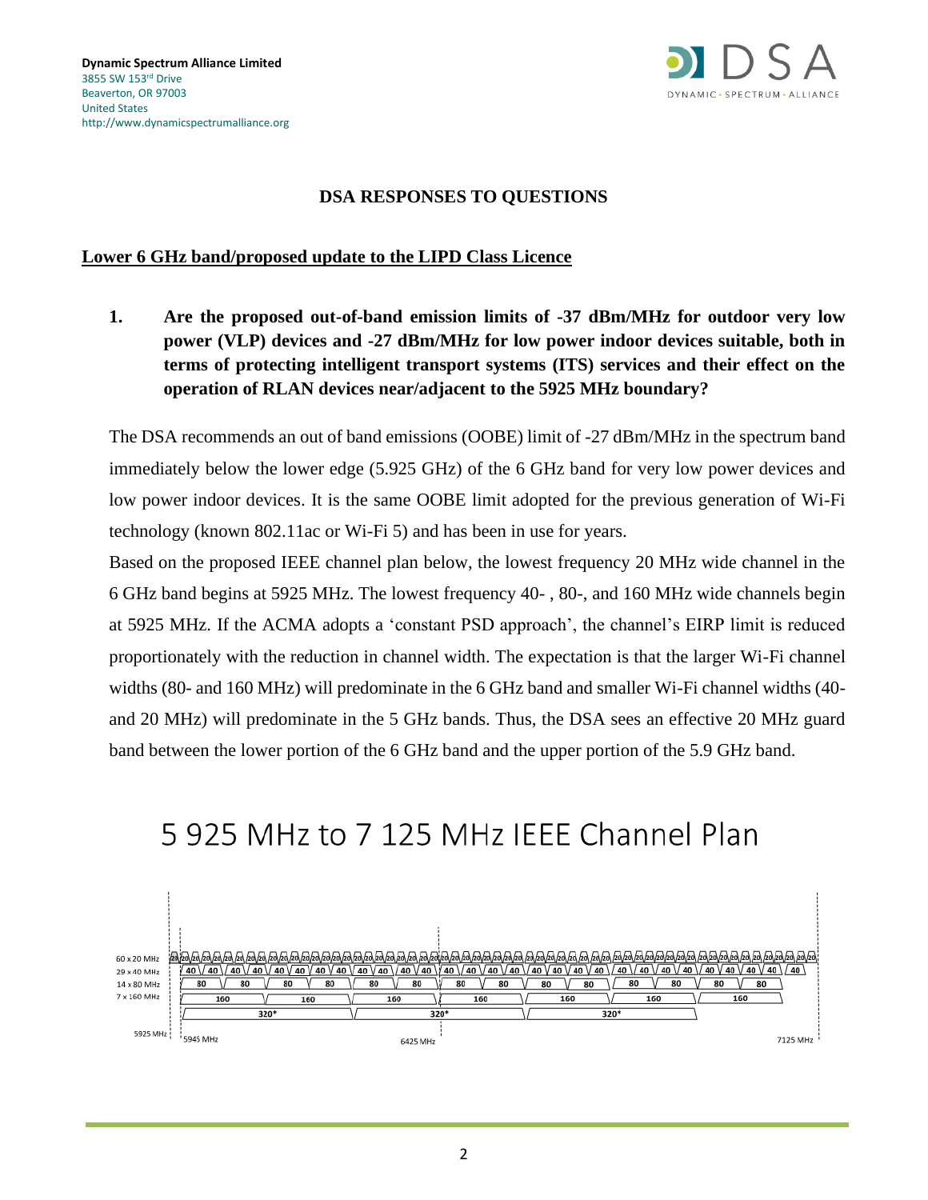**Dynamic Spectrum Alliance Limited**
3855 SW 153rd Drive
Beaverton, OR 97003
United States
http://www.dynamicspectrumalliance.org

## DSA RESPONSES TO QUESTIONS

### Lower 6 GHz band/proposed update to the LIPD Class Licence

**1. Are the proposed out-of-band emission limits of -37 dBm/MHz for outdoor very low power (VLP) devices and -27 dBm/MHz for low power indoor devices suitable, both in terms of protecting intelligent transport systems (ITS) services and their effect on the operation of RLAN devices near/adjacent to the 5925 MHz boundary?**

The DSA recommends an out of band emissions (OOBE) limit of -27 dBm/MHz in the spectrum band immediately below the lower edge (5.925 GHz) of the 6 GHz band for very low power devices and low power indoor devices. It is the same OOBE limit adopted for the previous generation of Wi-Fi technology (known 802.11ac or Wi-Fi 5) and has been in use for years.

Based on the proposed IEEE channel plan below, the lowest frequency 20 MHz wide channel in the 6 GHz band begins at 5925 MHz. The lowest frequency 40- , 80-, and 160 MHz wide channels begin at 5925 MHz. If the ACMA adopts a 'constant PSD approach', the channel's EIRP limit is reduced proportionately with the reduction in channel width. The expectation is that the larger Wi-Fi channel widths (80- and 160 MHz) will predominate in the 6 GHz band and smaller Wi-Fi channel widths (40- and 20 MHz) will predominate in the 5 GHz bands. Thus, the DSA sees an effective 20 MHz guard band between the lower portion of the 6 GHz band and the upper portion of the 5.9 GHz band.

5 925 MHz to 7 125 MHz IEEE Channel Plan

60 x 20 MHz, 29 x 40 MHz, 14 x 80 MHz, 7 x 160 MHz, 320*

5925 MHz, 5945 MHz, 6425 MHz, 7125 MHz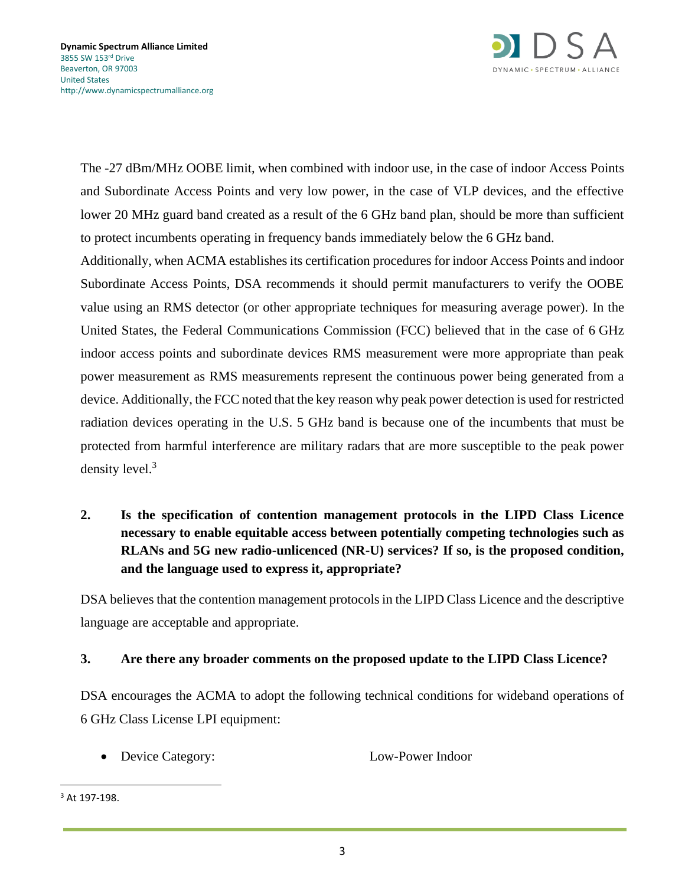The -27 dBm/MHz OOBE limit, when combined with indoor use, in the case of indoor Access Points and Subordinate Access Points and very low power, in the case of VLP devices, and the effective lower 20 MHz guard band created as a result of the 6 GHz band plan, should be more than sufficient to protect incumbents operating in frequency bands immediately below the 6 GHz band.

Additionally, when ACMA establishes its certification procedures for indoor Access Points and indoor Subordinate Access Points, DSA recommends it should permit manufacturers to verify the OOBE value using an RMS detector (or other appropriate techniques for measuring average power). In the United States, the Federal Communications Commission (FCC) believed that in the case of 6 GHz indoor access points and subordinate devices RMS measurement were more appropriate than peak power measurement as RMS measurements represent the continuous power being generated from a device. Additionally, the FCC noted that the key reason why peak power detection is used for restricted radiation devices operating in the U.S. 5 GHz band is because one of the incumbents that must be protected from harmful interference are military radars that are more susceptible to the peak power density level.[3]

**2. Is the specification of contention management protocols in the LIPD Class Licence necessary to enable equitable access between potentially competing technologies such as RLANs and 5G new radio-unlicenced (NR-U) services? If so, is the proposed condition, and the language used to express it, appropriate?**

DSA believes that the contention management protocols in the LIPD Class Licence and the descriptive language are acceptable and appropriate.

**3. Are there any broader comments on the proposed update to the LIPD Class Licence?**

DSA encourages the ACMA to adopt the following technical conditions for wideband operations of 6 GHz Class License LPI equipment:

- Device Category: Low-Power Indoor

[3] At 197-198.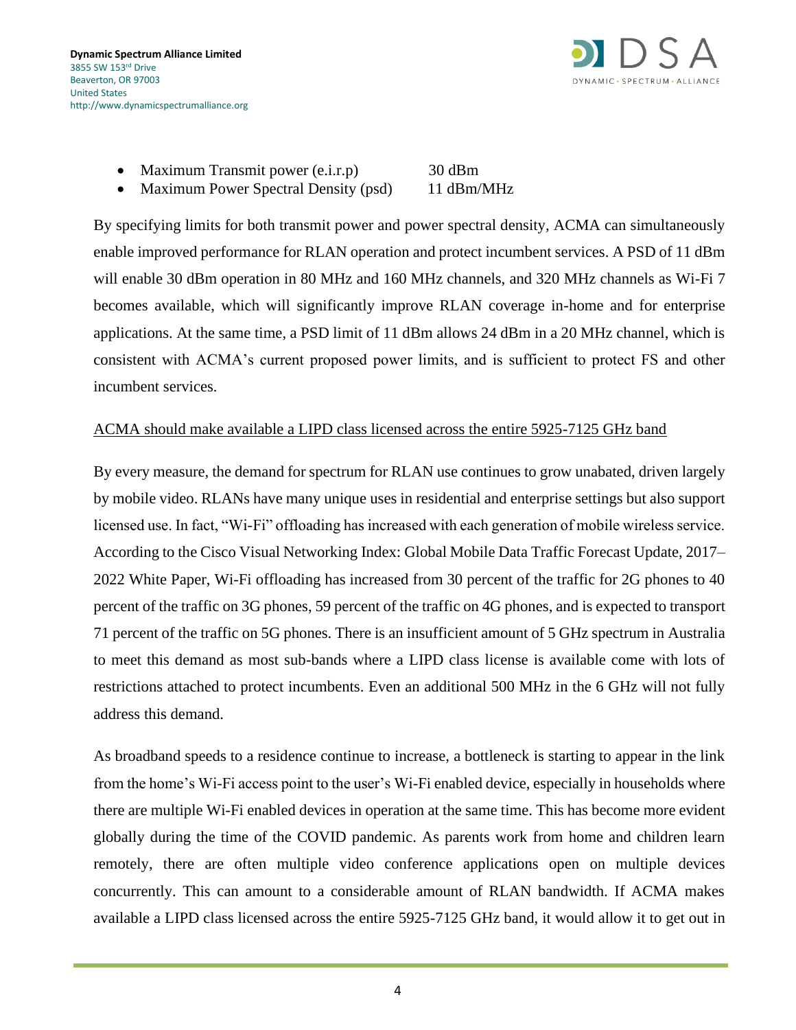- Maximum Transmit power (e.i.r.p) 30 dBm
- Maximum Power Spectral Density (psd) 11 dBm/MHz

By specifying limits for both transmit power and power spectral density, ACMA can simultaneously enable improved performance for RLAN operation and protect incumbent services. A PSD of 11 dBm will enable 30 dBm operation in 80 MHz and 160 MHz channels, and 320 MHz channels as Wi-Fi 7 becomes available, which will significantly improve RLAN coverage in-home and for enterprise applications. At the same time, a PSD limit of 11 dBm allows 24 dBm in a 20 MHz channel, which is consistent with ACMA's current proposed power limits, and is sufficient to protect FS and other incumbent services.

<u>ACMA should make available a LIPD class licensed across the entire 5925-7125 GHz band</u>

By every measure, the demand for spectrum for RLAN use continues to grow unabated, driven largely by mobile video. RLANs have many unique uses in residential and enterprise settings but also support licensed use. In fact, "Wi-Fi" offloading has increased with each generation of mobile wireless service. According to the Cisco Visual Networking Index: Global Mobile Data Traffic Forecast Update, 2017–2022 White Paper, Wi-Fi offloading has increased from 30 percent of the traffic for 2G phones to 40 percent of the traffic on 3G phones, 59 percent of the traffic on 4G phones, and is expected to transport 71 percent of the traffic on 5G phones. There is an insufficient amount of 5 GHz spectrum in Australia to meet this demand as most sub-bands where a LIPD class license is available come with lots of restrictions attached to protect incumbents. Even an additional 500 MHz in the 6 GHz will not fully address this demand.

As broadband speeds to a residence continue to increase, a bottleneck is starting to appear in the link from the home's Wi-Fi access point to the user's Wi-Fi enabled device, especially in households where there are multiple Wi-Fi enabled devices in operation at the same time. This has become more evident globally during the time of the COVID pandemic. As parents work from home and children learn remotely, there are often multiple video conference applications open on multiple devices concurrently. This can amount to a considerable amount of RLAN bandwidth. If ACMA makes available a LIPD class licensed across the entire 5925-7125 GHz band, it would allow it to get out in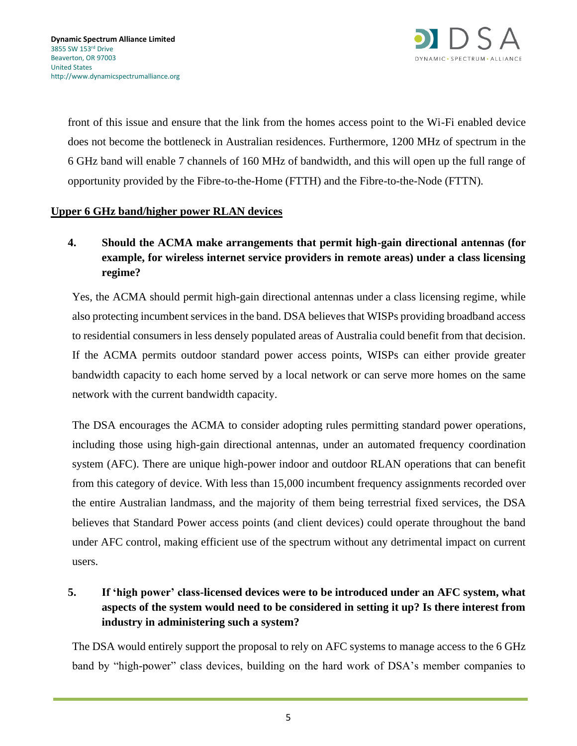front of this issue and ensure that the link from the homes access point to the Wi-Fi enabled device does not become the bottleneck in Australian residences. Furthermore, 1200 MHz of spectrum in the 6 GHz band will enable 7 channels of 160 MHz of bandwidth, and this will open up the full range of opportunity provided by the Fibre-to-the-Home (FTTH) and the Fibre-to-the-Node (FTTN).

## Upper 6 GHz band/higher power RLAN devices

**4. Should the ACMA make arrangements that permit high-gain directional antennas (for example, for wireless internet service providers in remote areas) under a class licensing regime?**

Yes, the ACMA should permit high-gain directional antennas under a class licensing regime, while also protecting incumbent services in the band. DSA believes that WISPs providing broadband access to residential consumers in less densely populated areas of Australia could benefit from that decision. If the ACMA permits outdoor standard power access points, WISPs can either provide greater bandwidth capacity to each home served by a local network or can serve more homes on the same network with the current bandwidth capacity.

The DSA encourages the ACMA to consider adopting rules permitting standard power operations, including those using high-gain directional antennas, under an automated frequency coordination system (AFC). There are unique high-power indoor and outdoor RLAN operations that can benefit from this category of device. With less than 15,000 incumbent frequency assignments recorded over the entire Australian landmass, and the majority of them being terrestrial fixed services, the DSA believes that Standard Power access points (and client devices) could operate throughout the band under AFC control, making efficient use of the spectrum without any detrimental impact on current users.

**5. If 'high power' class-licensed devices were to be introduced under an AFC system, what aspects of the system would need to be considered in setting it up? Is there interest from industry in administering such a system?**

The DSA would entirely support the proposal to rely on AFC systems to manage access to the 6 GHz band by "high-power" class devices, building on the hard work of DSA's member companies to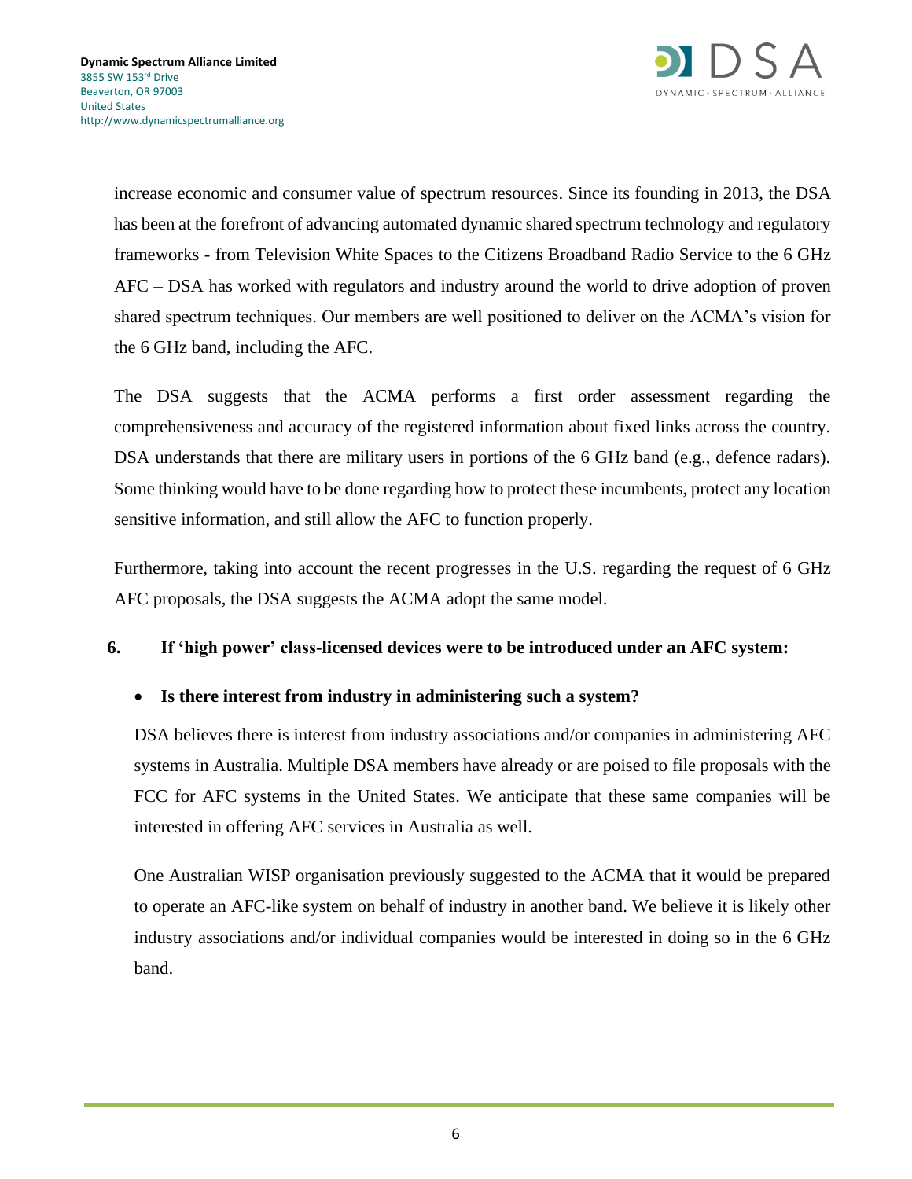increase economic and consumer value of spectrum resources. Since its founding in 2013, the DSA has been at the forefront of advancing automated dynamic shared spectrum technology and regulatory frameworks - from Television White Spaces to the Citizens Broadband Radio Service to the 6 GHz AFC – DSA has worked with regulators and industry around the world to drive adoption of proven shared spectrum techniques. Our members are well positioned to deliver on the ACMA's vision for the 6 GHz band, including the AFC.

The DSA suggests that the ACMA performs a first order assessment regarding the comprehensiveness and accuracy of the registered information about fixed links across the country. DSA understands that there are military users in portions of the 6 GHz band (e.g., defence radars). Some thinking would have to be done regarding how to protect these incumbents, protect any location sensitive information, and still allow the AFC to function properly.

Furthermore, taking into account the recent progresses in the U.S. regarding the request of 6 GHz AFC proposals, the DSA suggests the ACMA adopt the same model.

**6. If 'high power' class-licensed devices were to be introduced under an AFC system:**

- **Is there interest from industry in administering such a system?**

DSA believes there is interest from industry associations and/or companies in administering AFC systems in Australia. Multiple DSA members have already or are poised to file proposals with the FCC for AFC systems in the United States. We anticipate that these same companies will be interested in offering AFC services in Australia as well.

One Australian WISP organisation previously suggested to the ACMA that it would be prepared to operate an AFC-like system on behalf of industry in another band. We believe it is likely other industry associations and/or individual companies would be interested in doing so in the 6 GHz band.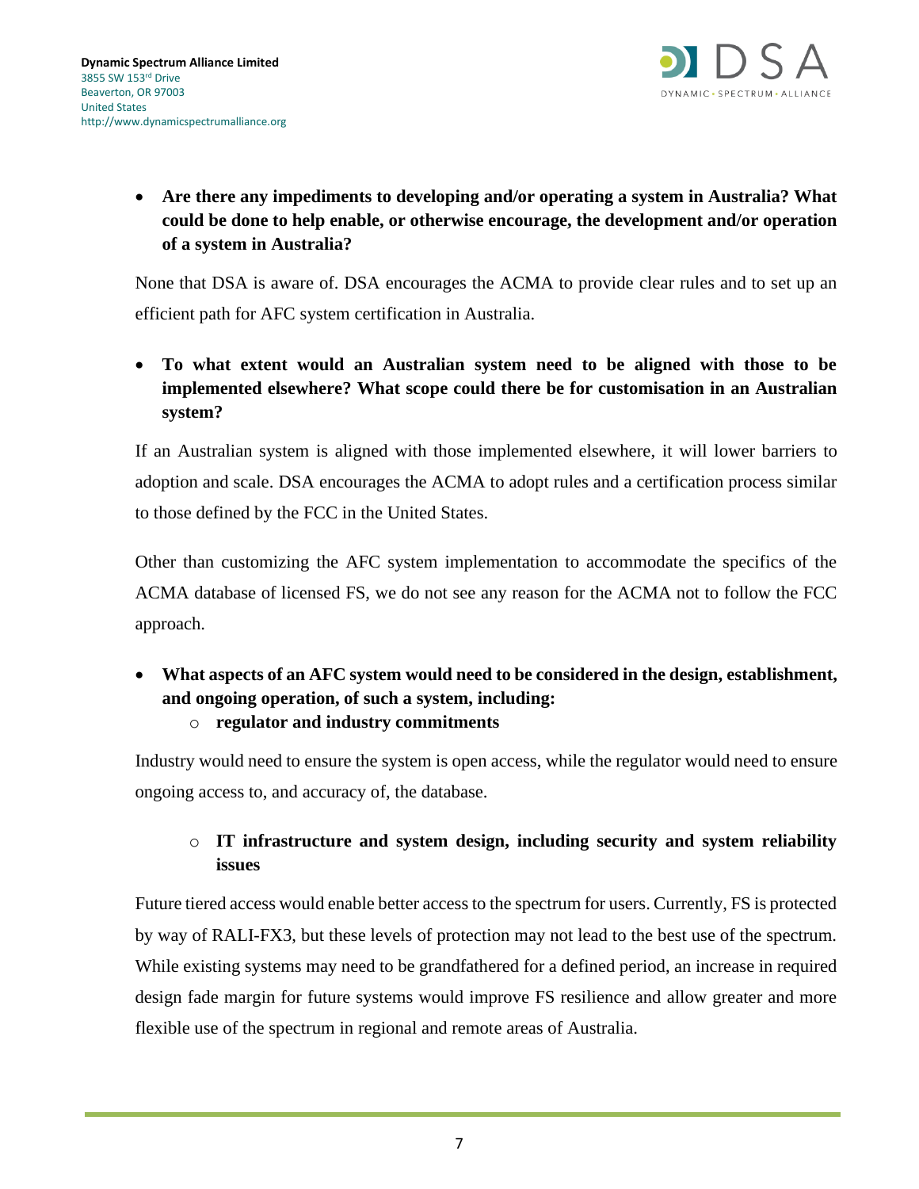- **Are there any impediments to developing and/or operating a system in Australia? What could be done to help enable, or otherwise encourage, the development and/or operation of a system in Australia?**

None that DSA is aware of. DSA encourages the ACMA to provide clear rules and to set up an efficient path for AFC system certification in Australia.

- **To what extent would an Australian system need to be aligned with those to be implemented elsewhere? What scope could there be for customisation in an Australian system?**

If an Australian system is aligned with those implemented elsewhere, it will lower barriers to adoption and scale. DSA encourages the ACMA to adopt rules and a certification process similar to those defined by the FCC in the United States.

Other than customizing the AFC system implementation to accommodate the specifics of the ACMA database of licensed FS, we do not see any reason for the ACMA not to follow the FCC approach.

- **What aspects of an AFC system would need to be considered in the design, establishment, and ongoing operation, of such a system, including:**
  - **regulator and industry commitments**

Industry would need to ensure the system is open access, while the regulator would need to ensure ongoing access to, and accuracy of, the database.

  - **IT infrastructure and system design, including security and system reliability issues**

Future tiered access would enable better access to the spectrum for users. Currently, FS is protected by way of RALI-FX3, but these levels of protection may not lead to the best use of the spectrum. While existing systems may need to be grandfathered for a defined period, an increase in required design fade margin for future systems would improve FS resilience and allow greater and more flexible use of the spectrum in regional and remote areas of Australia.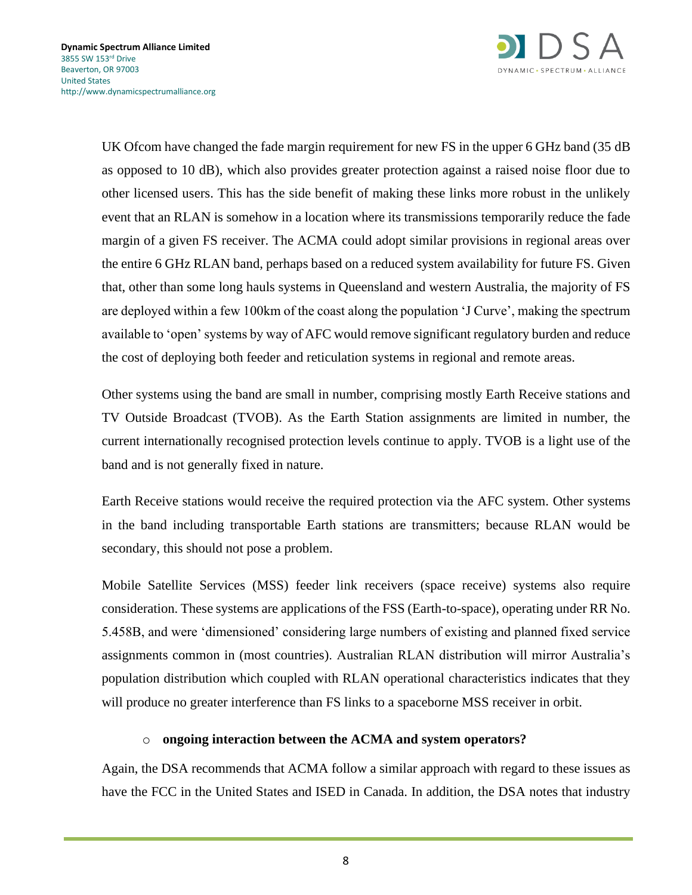UK Ofcom have changed the fade margin requirement for new FS in the upper 6 GHz band (35 dB as opposed to 10 dB), which also provides greater protection against a raised noise floor due to other licensed users. This has the side benefit of making these links more robust in the unlikely event that an RLAN is somehow in a location where its transmissions temporarily reduce the fade margin of a given FS receiver. The ACMA could adopt similar provisions in regional areas over the entire 6 GHz RLAN band, perhaps based on a reduced system availability for future FS. Given that, other than some long hauls systems in Queensland and western Australia, the majority of FS are deployed within a few 100km of the coast along the population 'J Curve', making the spectrum available to 'open' systems by way of AFC would remove significant regulatory burden and reduce the cost of deploying both feeder and reticulation systems in regional and remote areas.

Other systems using the band are small in number, comprising mostly Earth Receive stations and TV Outside Broadcast (TVOB). As the Earth Station assignments are limited in number, the current internationally recognised protection levels continue to apply. TVOB is a light use of the band and is not generally fixed in nature.

Earth Receive stations would receive the required protection via the AFC system. Other systems in the band including transportable Earth stations are transmitters; because RLAN would be secondary, this should not pose a problem.

Mobile Satellite Services (MSS) feeder link receivers (space receive) systems also require consideration. These systems are applications of the FSS (Earth-to-space), operating under RR No. 5.458B, and were 'dimensioned' considering large numbers of existing and planned fixed service assignments common in (most countries). Australian RLAN distribution will mirror Australia's population distribution which coupled with RLAN operational characteristics indicates that they will produce no greater interference than FS links to a spaceborne MSS receiver in orbit.

- **ongoing interaction between the ACMA and system operators?**

Again, the DSA recommends that ACMA follow a similar approach with regard to these issues as have the FCC in the United States and ISED in Canada. In addition, the DSA notes that industry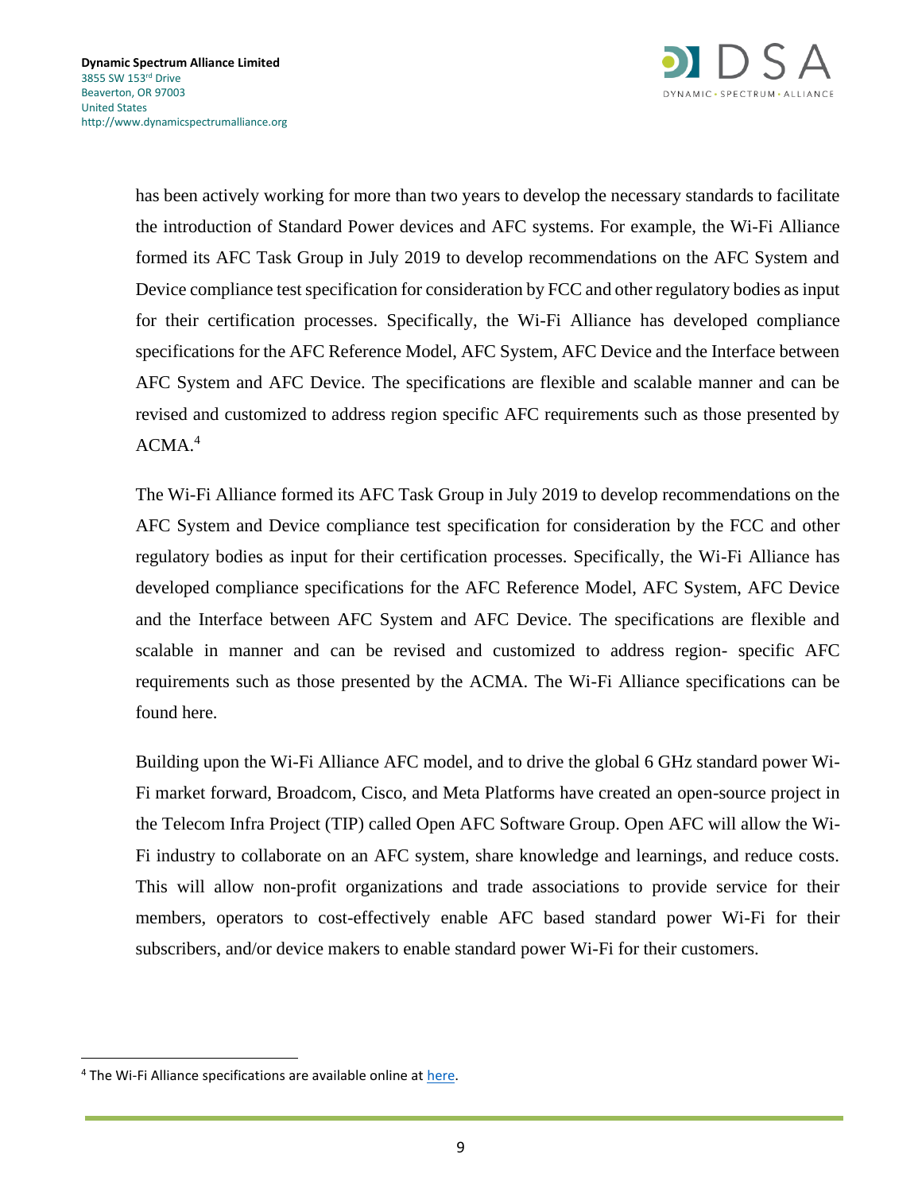has been actively working for more than two years to develop the necessary standards to facilitate the introduction of Standard Power devices and AFC systems. For example, the Wi-Fi Alliance formed its AFC Task Group in July 2019 to develop recommendations on the AFC System and Device compliance test specification for consideration by FCC and other regulatory bodies as input for their certification processes. Specifically, the Wi-Fi Alliance has developed compliance specifications for the AFC Reference Model, AFC System, AFC Device and the Interface between AFC System and AFC Device. The specifications are flexible and scalable manner and can be revised and customized to address region specific AFC requirements such as those presented by ACMA.[4]

The Wi-Fi Alliance formed its AFC Task Group in July 2019 to develop recommendations on the AFC System and Device compliance test specification for consideration by the FCC and other regulatory bodies as input for their certification processes. Specifically, the Wi-Fi Alliance has developed compliance specifications for the AFC Reference Model, AFC System, AFC Device and the Interface between AFC System and AFC Device. The specifications are flexible and scalable in manner and can be revised and customized to address region- specific AFC requirements such as those presented by the ACMA. The Wi-Fi Alliance specifications can be found here.

Building upon the Wi-Fi Alliance AFC model, and to drive the global 6 GHz standard power Wi-Fi market forward, Broadcom, Cisco, and Meta Platforms have created an open-source project in the Telecom Infra Project (TIP) called Open AFC Software Group. Open AFC will allow the Wi-Fi industry to collaborate on an AFC system, share knowledge and learnings, and reduce costs. This will allow non-profit organizations and trade associations to provide service for their members, operators to cost-effectively enable AFC based standard power Wi-Fi for their subscribers, and/or device makers to enable standard power Wi-Fi for their customers.

[4] The Wi-Fi Alliance specifications are available online at here.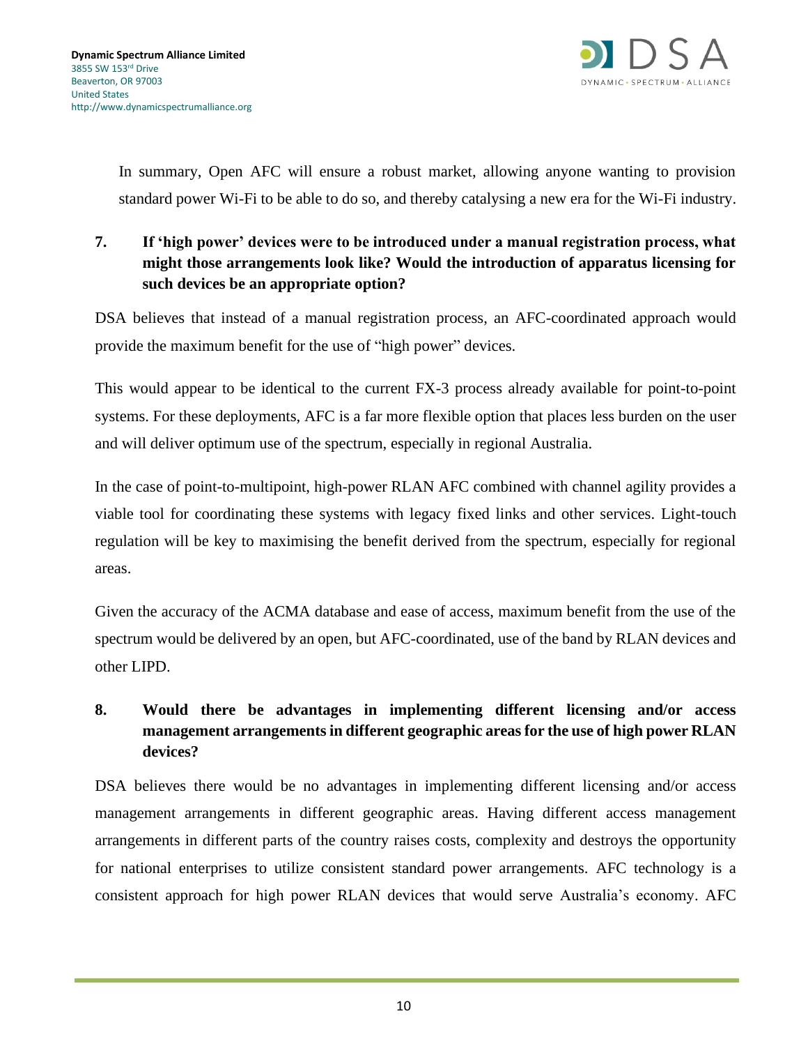In summary, Open AFC will ensure a robust market, allowing anyone wanting to provision standard power Wi-Fi to be able to do so, and thereby catalysing a new era for the Wi-Fi industry.

## 7. If 'high power' devices were to be introduced under a manual registration process, what might those arrangements look like? Would the introduction of apparatus licensing for such devices be an appropriate option?

DSA believes that instead of a manual registration process, an AFC-coordinated approach would provide the maximum benefit for the use of "high power" devices.

This would appear to be identical to the current FX-3 process already available for point-to-point systems. For these deployments, AFC is a far more flexible option that places less burden on the user and will deliver optimum use of the spectrum, especially in regional Australia.

In the case of point-to-multipoint, high-power RLAN AFC combined with channel agility provides a viable tool for coordinating these systems with legacy fixed links and other services. Light-touch regulation will be key to maximising the benefit derived from the spectrum, especially for regional areas.

Given the accuracy of the ACMA database and ease of access, maximum benefit from the use of the spectrum would be delivered by an open, but AFC-coordinated, use of the band by RLAN devices and other LIPD.

## 8. Would there be advantages in implementing different licensing and/or access management arrangements in different geographic areas for the use of high power RLAN devices?

DSA believes there would be no advantages in implementing different licensing and/or access management arrangements in different geographic areas. Having different access management arrangements in different parts of the country raises costs, complexity and destroys the opportunity for national enterprises to utilize consistent standard power arrangements. AFC technology is a consistent approach for high power RLAN devices that would serve Australia's economy. AFC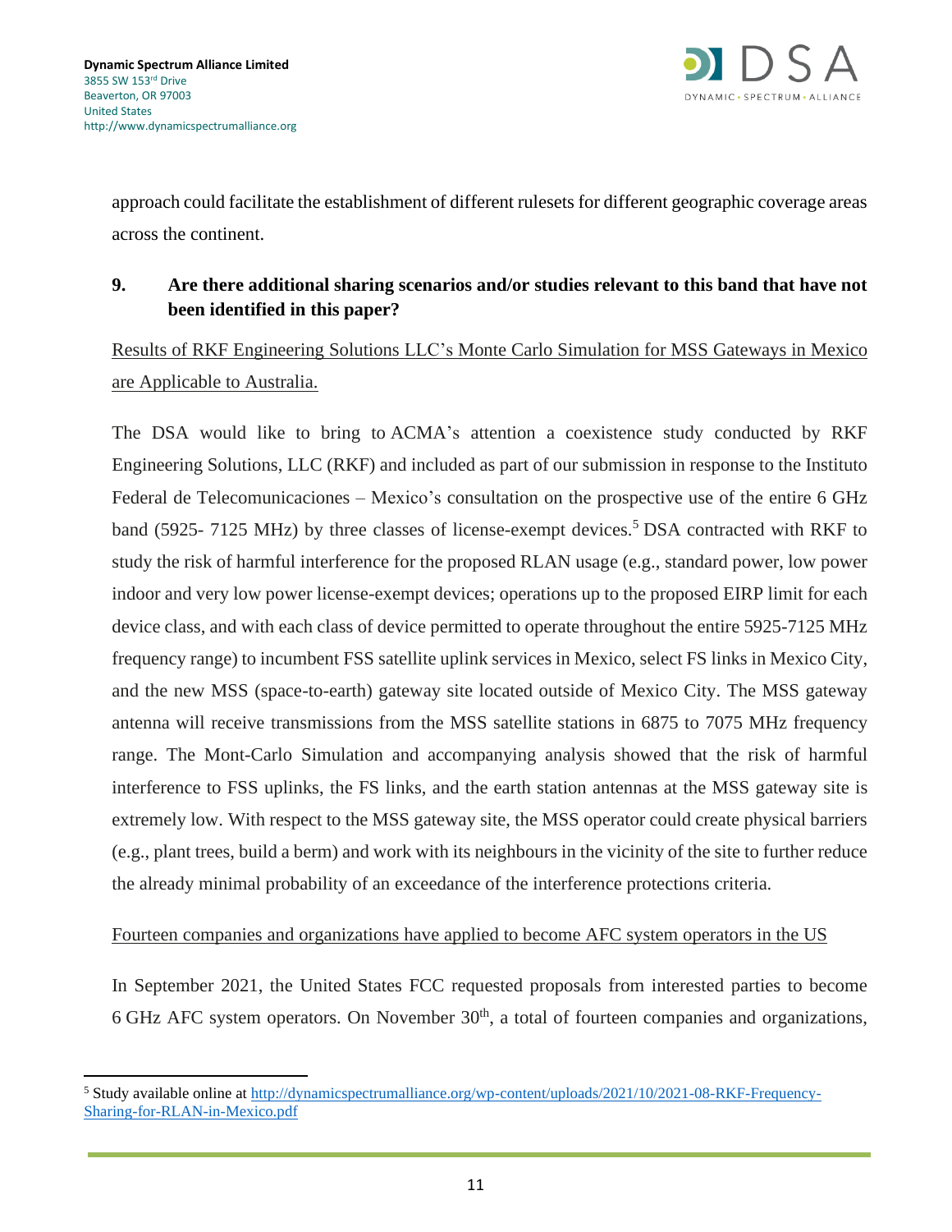approach could facilitate the establishment of different rulesets for different geographic coverage areas across the continent.

**9. Are there additional sharing scenarios and/or studies relevant to this band that have not been identified in this paper?**

Results of RKF Engineering Solutions LLC's Monte Carlo Simulation for MSS Gateways in Mexico are Applicable to Australia.

The DSA would like to bring to ACMA's attention a coexistence study conducted by RKF Engineering Solutions, LLC (RKF) and included as part of our submission in response to the Instituto Federal de Telecomunicaciones – Mexico's consultation on the prospective use of the entire 6 GHz band (5925- 7125 MHz) by three classes of license-exempt devices.[5] DSA contracted with RKF to study the risk of harmful interference for the proposed RLAN usage (e.g., standard power, low power indoor and very low power license-exempt devices; operations up to the proposed EIRP limit for each device class, and with each class of device permitted to operate throughout the entire 5925-7125 MHz frequency range) to incumbent FSS satellite uplink services in Mexico, select FS links in Mexico City, and the new MSS (space-to-earth) gateway site located outside of Mexico City. The MSS gateway antenna will receive transmissions from the MSS satellite stations in 6875 to 7075 MHz frequency range. The Mont-Carlo Simulation and accompanying analysis showed that the risk of harmful interference to FSS uplinks, the FS links, and the earth station antennas at the MSS gateway site is extremely low. With respect to the MSS gateway site, the MSS operator could create physical barriers (e.g., plant trees, build a berm) and work with its neighbours in the vicinity of the site to further reduce the already minimal probability of an exceedance of the interference protections criteria.

Fourteen companies and organizations have applied to become AFC system operators in the US

In September 2021, the United States FCC requested proposals from interested parties to become 6 GHz AFC system operators. On November 30th, a total of fourteen companies and organizations,

[5] Study available online at http://dynamicspectrumalliance.org/wp-content/uploads/2021/10/2021-08-RKF-Frequency-Sharing-for-RLAN-in-Mexico.pdf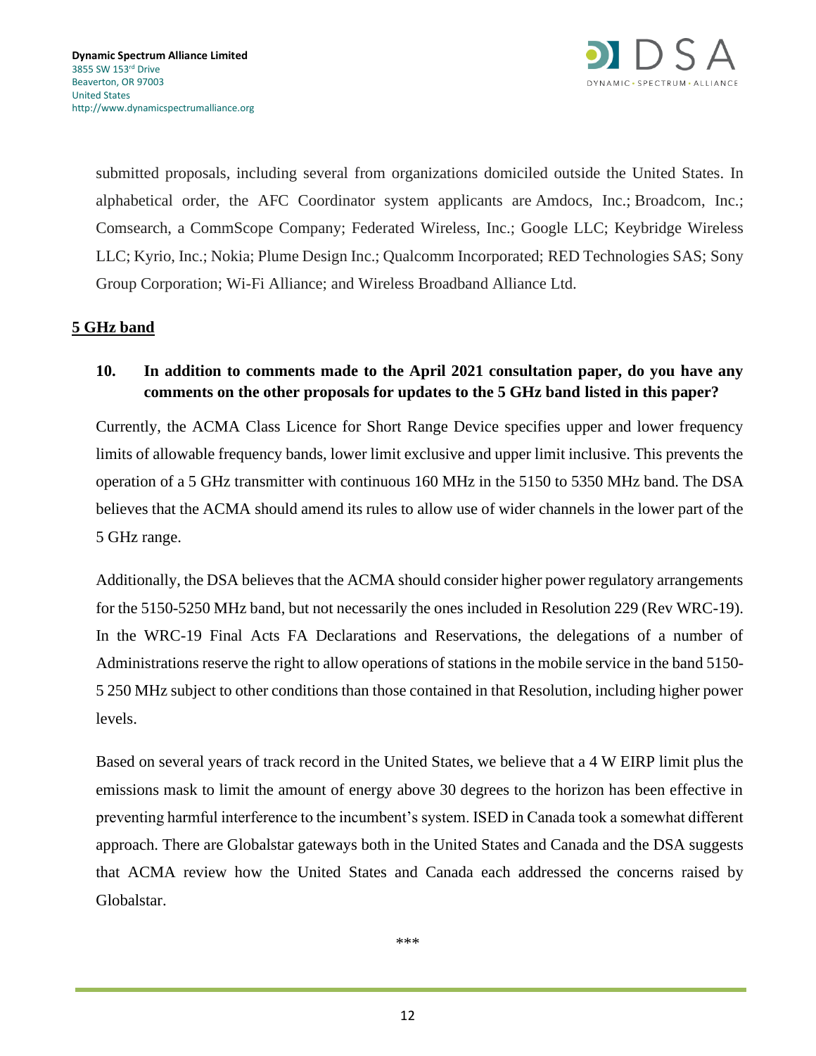submitted proposals, including several from organizations domiciled outside the United States. In alphabetical order, the AFC Coordinator system applicants are Amdocs, Inc.; Broadcom, Inc.; Comsearch, a CommScope Company; Federated Wireless, Inc.; Google LLC; Keybridge Wireless LLC; Kyrio, Inc.; Nokia; Plume Design Inc.; Qualcomm Incorporated; RED Technologies SAS; Sony Group Corporation; Wi-Fi Alliance; and Wireless Broadband Alliance Ltd.

## 5 GHz band

**10. In addition to comments made to the April 2021 consultation paper, do you have any comments on the other proposals for updates to the 5 GHz band listed in this paper?**

Currently, the ACMA Class Licence for Short Range Device specifies upper and lower frequency limits of allowable frequency bands, lower limit exclusive and upper limit inclusive. This prevents the operation of a 5 GHz transmitter with continuous 160 MHz in the 5150 to 5350 MHz band. The DSA believes that the ACMA should amend its rules to allow use of wider channels in the lower part of the 5 GHz range.

Additionally, the DSA believes that the ACMA should consider higher power regulatory arrangements for the 5150-5250 MHz band, but not necessarily the ones included in Resolution 229 (Rev WRC-19). In the WRC-19 Final Acts FA Declarations and Reservations, the delegations of a number of Administrations reserve the right to allow operations of stations in the mobile service in the band 5150-5 250 MHz subject to other conditions than those contained in that Resolution, including higher power levels.

Based on several years of track record in the United States, we believe that a 4 W EIRP limit plus the emissions mask to limit the amount of energy above 30 degrees to the horizon has been effective in preventing harmful interference to the incumbent's system. ISED in Canada took a somewhat different approach. There are Globalstar gateways both in the United States and Canada and the DSA suggests that ACMA review how the United States and Canada each addressed the concerns raised by Globalstar.

***